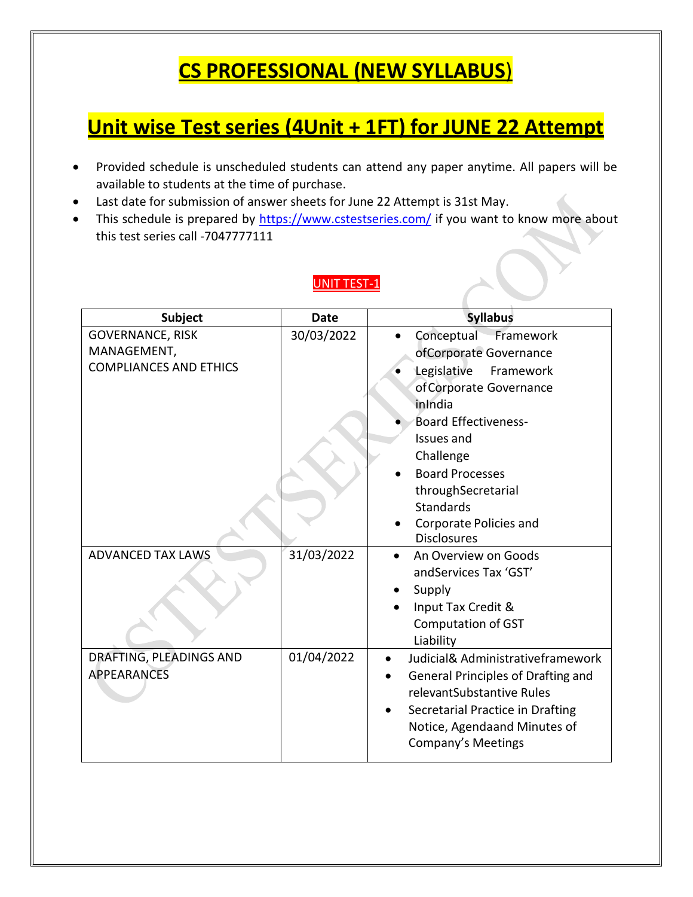# CS PROFESSIONAL (NEW SYLLABUS)

## Unit wise Test series (4Unit + 1FT) for JUNE 22 Attempt

- Provided schedule is unscheduled students can attend any paper anytime. All papers will be available to students at the time of purchase.
- Last date for submission of answer sheets for June 22 Attempt is 31st May.
- This schedule is prepared by https://www.cstestseries.com/ if you want to know more about this test series call -7047777111

### UNIT TEST-1

| Subject | Date | Syllabus |
|---|---|---|
| GOVERNANCE, RISK MANAGEMENT, COMPLIANCES AND ETHICS | 30/03/2022 | • Conceptual Framework of Corporate Governance<br>• Legislative Framework of Corporate Governance in India<br>• Board Effectiveness-Issues and Challenge<br>• Board Processes through Secretarial Standards<br>• Corporate Policies and Disclosures |
| ADVANCED TAX LAWS | 31/03/2022 | • An Overview on Goods and Services Tax 'GST'<br>• Supply<br>• Input Tax Credit & Computation of GST Liability |
| DRAFTING, PLEADINGS AND APPEARANCES | 01/04/2022 | • Judicial& Administrative framework<br>• General Principles of Drafting and relevant Substantive Rules<br>• Secretarial Practice in Drafting Notice, Agenda and Minutes of Company's Meetings |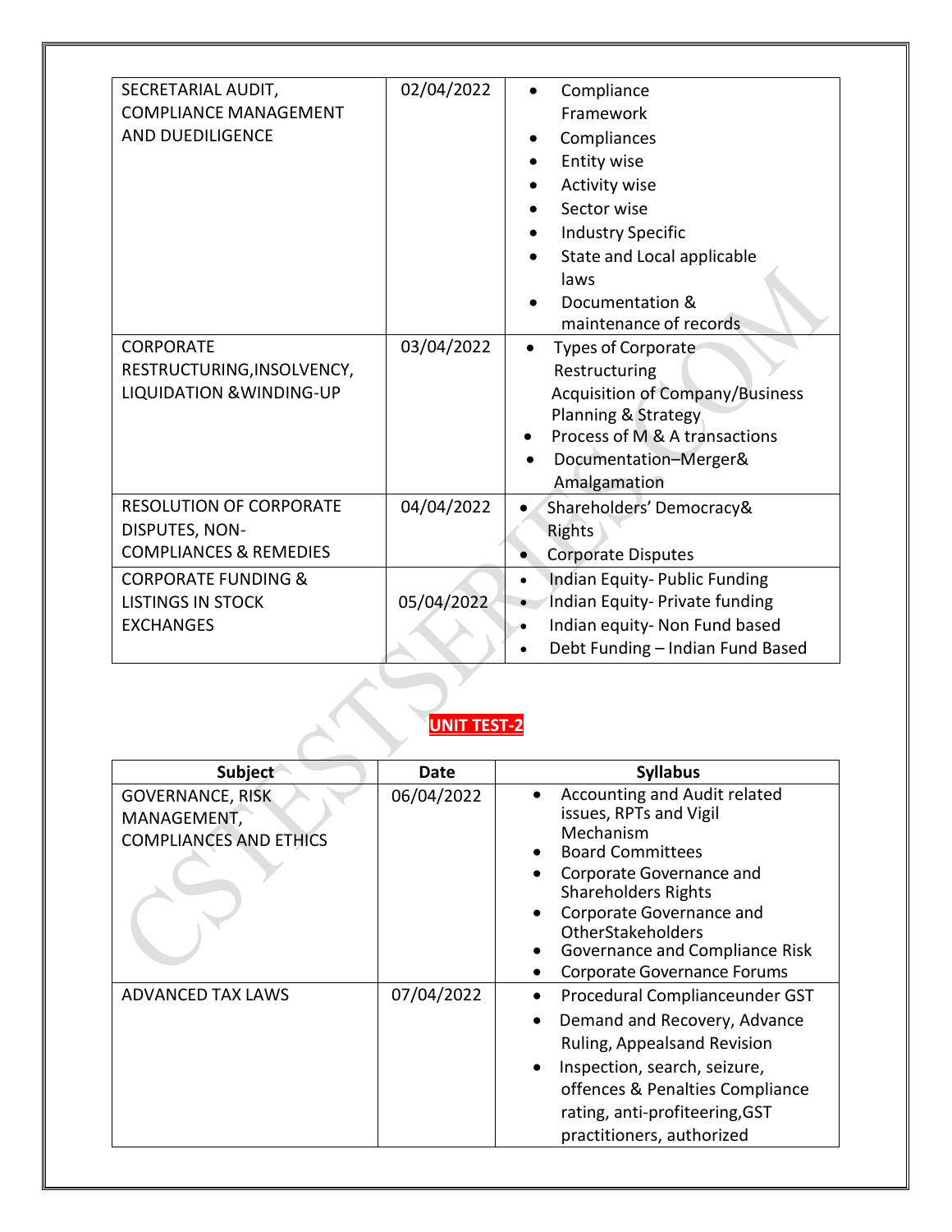| | | |
|---|---|---|
| SECRETARIAL AUDIT, COMPLIANCE MANAGEMENT AND DUEDILIGENCE | 02/04/2022 | • Compliance Framework<br>• Compliances<br>• Entity wise<br>• Activity wise<br>• Sector wise<br>• Industry Specific<br>• State and Local applicable laws<br>• Documentation & maintenance of records |
| CORPORATE RESTRUCTURING,INSOLVENCY, LIQUIDATION &WINDING-UP | 03/04/2022 | • Types of Corporate Restructuring<br>Acquisition of Company/Business Planning & Strategy<br>• Process of M & A transactions<br>• Documentation–Merger& Amalgamation |
| RESOLUTION OF CORPORATE DISPUTES, NON-COMPLIANCES & REMEDIES | 04/04/2022 | • Shareholders' Democracy& Rights<br>• Corporate Disputes |
| CORPORATE FUNDING & LISTINGS IN STOCK EXCHANGES | 05/04/2022 | • Indian Equity- Public Funding<br>• Indian Equity- Private funding<br>• Indian equity- Non Fund based<br>• Debt Funding – Indian Fund Based |

## UNIT TEST-2

| Subject | Date | Syllabus |
|---|---|---|
| GOVERNANCE, RISK MANAGEMENT, COMPLIANCES AND ETHICS | 06/04/2022 | • Accounting and Audit related issues, RPTs and Vigil Mechanism<br>• Board Committees<br>• Corporate Governance and Shareholders Rights<br>• Corporate Governance and OtherStakeholders<br>• Governance and Compliance Risk<br>• Corporate Governance Forums |
| ADVANCED TAX LAWS | 07/04/2022 | • Procedural Complianceunder GST<br>• Demand and Recovery, Advance Ruling, Appealsand Revision<br>• Inspection, search, seizure, offences & Penalties Compliance rating, anti-profiteering,GST practitioners, authorized |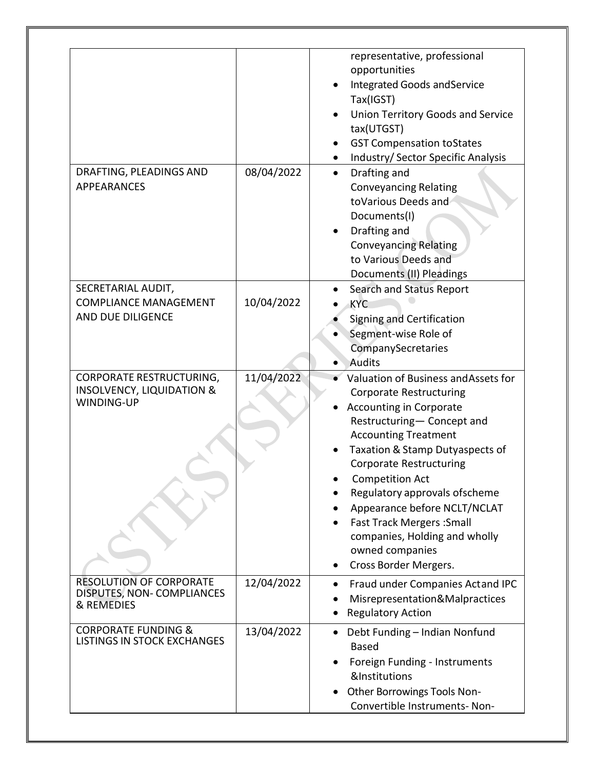| | | |
|---|---|---|
| | | representative, professional opportunities<br>• Integrated Goods andService Tax(IGST)<br>• Union Territory Goods and Service tax(UTGST)<br>• GST Compensation toStates<br>• Industry/ Sector Specific Analysis |
| DRAFTING, PLEADINGS AND APPEARANCES | 08/04/2022 | • Drafting and Conveyancing Relating toVarious Deeds and Documents(I)<br>• Drafting and Conveyancing Relating to Various Deeds and Documents (II) Pleadings |
| SECRETARIAL AUDIT, COMPLIANCE MANAGEMENT AND DUE DILIGENCE | 10/04/2022 | • Search and Status Report<br>• KYC<br>• Signing and Certification<br>• Segment-wise Role of CompanySecretaries<br>• Audits |
| CORPORATE RESTRUCTURING, INSOLVENCY, LIQUIDATION & WINDING-UP | 11/04/2022 | • Valuation of Business andAssets for Corporate Restructuring<br>• Accounting in Corporate Restructuring— Concept and Accounting Treatment<br>• Taxation & Stamp Dutyaspects of Corporate Restructuring<br>• Competition Act<br>• Regulatory approvals ofscheme<br>• Appearance before NCLT/NCLAT<br>• Fast Track Mergers :Small companies, Holding and wholly owned companies<br>• Cross Border Mergers. |
| RESOLUTION OF CORPORATE DISPUTES, NON- COMPLIANCES & REMEDIES | 12/04/2022 | • Fraud under Companies Actand IPC<br>• Misrepresentation&Malpractices<br>• Regulatory Action |
| CORPORATE FUNDING & LISTINGS IN STOCK EXCHANGES | 13/04/2022 | • Debt Funding – Indian Nonfund Based<br>• Foreign Funding - Instruments &Institutions<br>• Other Borrowings Tools Non-Convertible Instruments- Non- |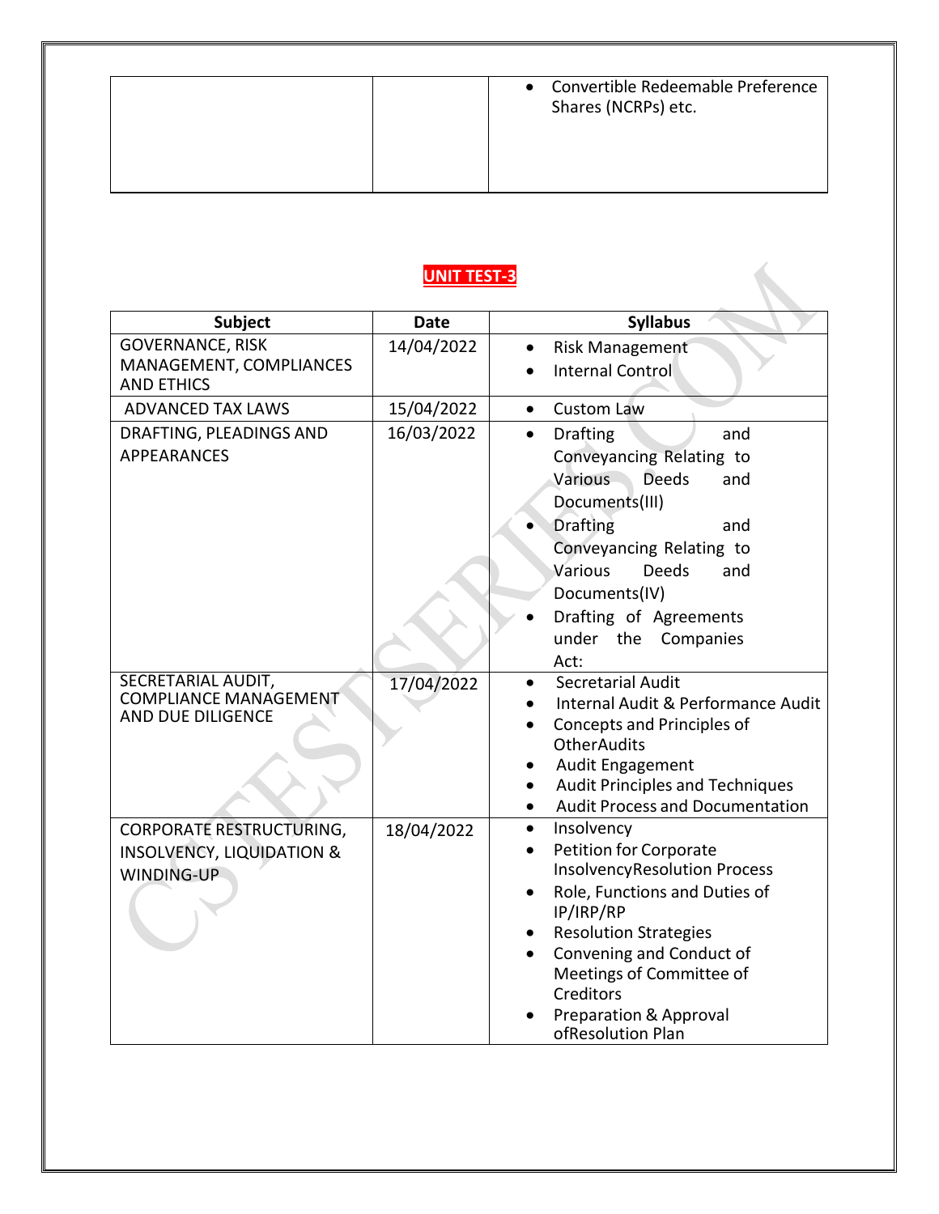| | | • Convertible Redeemable Preference Shares (NCRPs) etc. |
|---|---|---|

## UNIT TEST-3

| Subject | Date | Syllabus |
|---|---|---|
| GOVERNANCE, RISK MANAGEMENT, COMPLIANCES AND ETHICS | 14/04/2022 | • Risk Management<br>• Internal Control |
| ADVANCED TAX LAWS | 15/04/2022 | • Custom Law |
| DRAFTING, PLEADINGS AND APPEARANCES | 16/03/2022 | • Drafting and Conveyancing Relating to Various Deeds and Documents(III)<br>• Drafting and Conveyancing Relating to Various Deeds and Documents(IV)<br>• Drafting of Agreements under the Companies Act: |
| SECRETARIAL AUDIT, COMPLIANCE MANAGEMENT AND DUE DILIGENCE | 17/04/2022 | • Secretarial Audit<br>• Internal Audit & Performance Audit<br>• Concepts and Principles of OtherAudits<br>• Audit Engagement<br>• Audit Principles and Techniques<br>• Audit Process and Documentation |
| CORPORATE RESTRUCTURING, INSOLVENCY, LIQUIDATION & WINDING-UP | 18/04/2022 | • Insolvency<br>• Petition for Corporate InsolvencyResolution Process<br>• Role, Functions and Duties of IP/IRP/RP<br>• Resolution Strategies<br>• Convening and Conduct of Meetings of Committee of Creditors<br>• Preparation & Approval ofResolution Plan |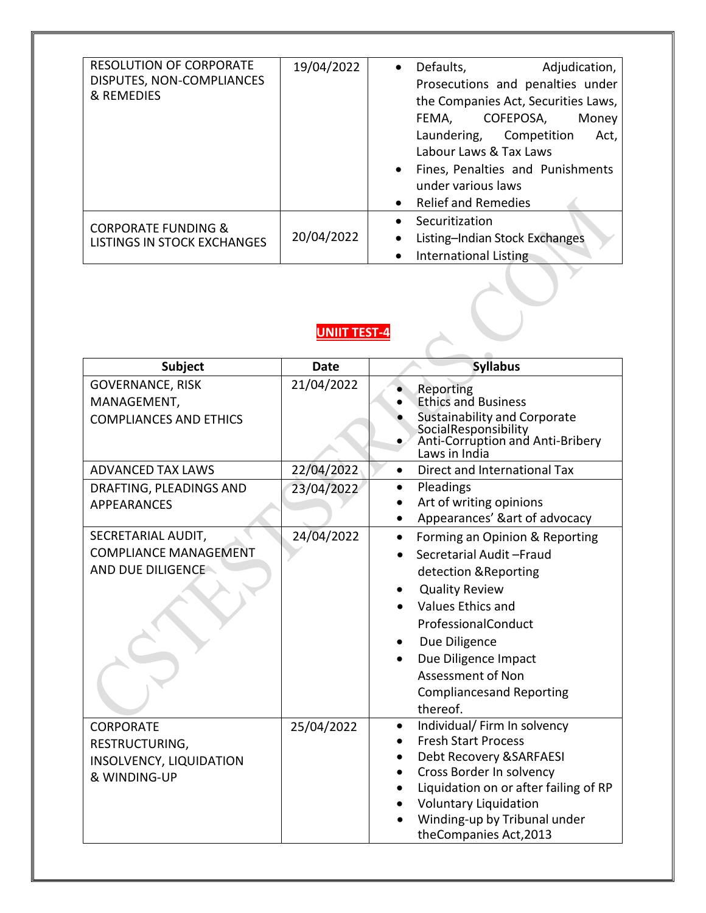| RESOLUTION OF CORPORATE DISPUTES, NON-COMPLIANCES & REMEDIES | 19/04/2022 | • Defaults, Adjudication, Prosecutions and penalties under the Companies Act, Securities Laws, FEMA, COFEPOSA, Money Laundering, Competition Act, Labour Laws & Tax Laws<br>• Fines, Penalties and Punishments under various laws<br>• Relief and Remedies |
|---|---|---|
| CORPORATE FUNDING & LISTINGS IN STOCK EXCHANGES | 20/04/2022 | • Securitization<br>• Listing–Indian Stock Exchanges<br>• International Listing |

## UNIIT TEST-4

| Subject | Date | Syllabus |
|---|---|---|
| GOVERNANCE, RISK MANAGEMENT, COMPLIANCES AND ETHICS | 21/04/2022 | • Reporting<br>• Ethics and Business<br>• Sustainability and Corporate SocialResponsibility<br>• Anti-Corruption and Anti-Bribery Laws in India |
| ADVANCED TAX LAWS | 22/04/2022 | • Direct and International Tax |
| DRAFTING, PLEADINGS AND APPEARANCES | 23/04/2022 | • Pleadings<br>• Art of writing opinions<br>• Appearances' &art of advocacy |
| SECRETARIAL AUDIT, COMPLIANCE MANAGEMENT AND DUE DILIGENCE | 24/04/2022 | • Forming an Opinion & Reporting<br>• Secretarial Audit –Fraud detection &Reporting<br>• Quality Review<br>• Values Ethics and ProfessionalConduct<br>• Due Diligence<br>• Due Diligence Impact Assessment of Non Compliancesand Reporting thereof. |
| CORPORATE RESTRUCTURING, INSOLVENCY, LIQUIDATION & WINDING-UP | 25/04/2022 | • Individual/ Firm In solvency<br>• Fresh Start Process<br>• Debt Recovery &SARFAESI<br>• Cross Border In solvency<br>• Liquidation on or after failing of RP<br>• Voluntary Liquidation<br>• Winding-up by Tribunal under theCompanies Act,2013 |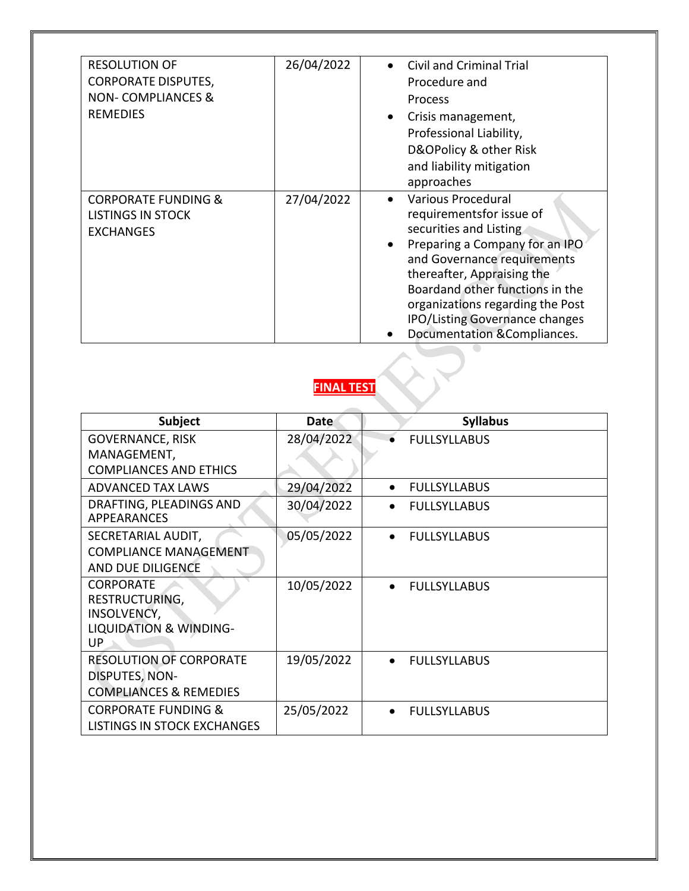| | | |
|---|---|---|
| RESOLUTION OF CORPORATE DISPUTES, NON- COMPLIANCES & REMEDIES | 26/04/2022 | • Civil and Criminal Trial Procedure and Process<br>• Crisis management, Professional Liability, D&OPolicy & other Risk and liability mitigation approaches |
| CORPORATE FUNDING & LISTINGS IN STOCK EXCHANGES | 27/04/2022 | • Various Procedural requirementsfor issue of securities and Listing<br>• Preparing a Company for an IPO and Governance requirements thereafter, Appraising the Boardand other functions in the organizations regarding the Post IPO/Listing Governance changes<br>• Documentation &Compliances. |

## FINAL TEST

| Subject | Date | Syllabus |
|---|---|---|
| GOVERNANCE, RISK MANAGEMENT, COMPLIANCES AND ETHICS | 28/04/2022 | • FULLSYLLABUS |
| ADVANCED TAX LAWS | 29/04/2022 | • FULLSYLLABUS |
| DRAFTING, PLEADINGS AND APPEARANCES | 30/04/2022 | • FULLSYLLABUS |
| SECRETARIAL AUDIT, COMPLIANCE MANAGEMENT AND DUE DILIGENCE | 05/05/2022 | • FULLSYLLABUS |
| CORPORATE RESTRUCTURING, INSOLVENCY, LIQUIDATION & WINDING-UP | 10/05/2022 | • FULLSYLLABUS |
| RESOLUTION OF CORPORATE DISPUTES, NON-COMPLIANCES & REMEDIES | 19/05/2022 | • FULLSYLLABUS |
| CORPORATE FUNDING & LISTINGS IN STOCK EXCHANGES | 25/05/2022 | • FULLSYLLABUS |